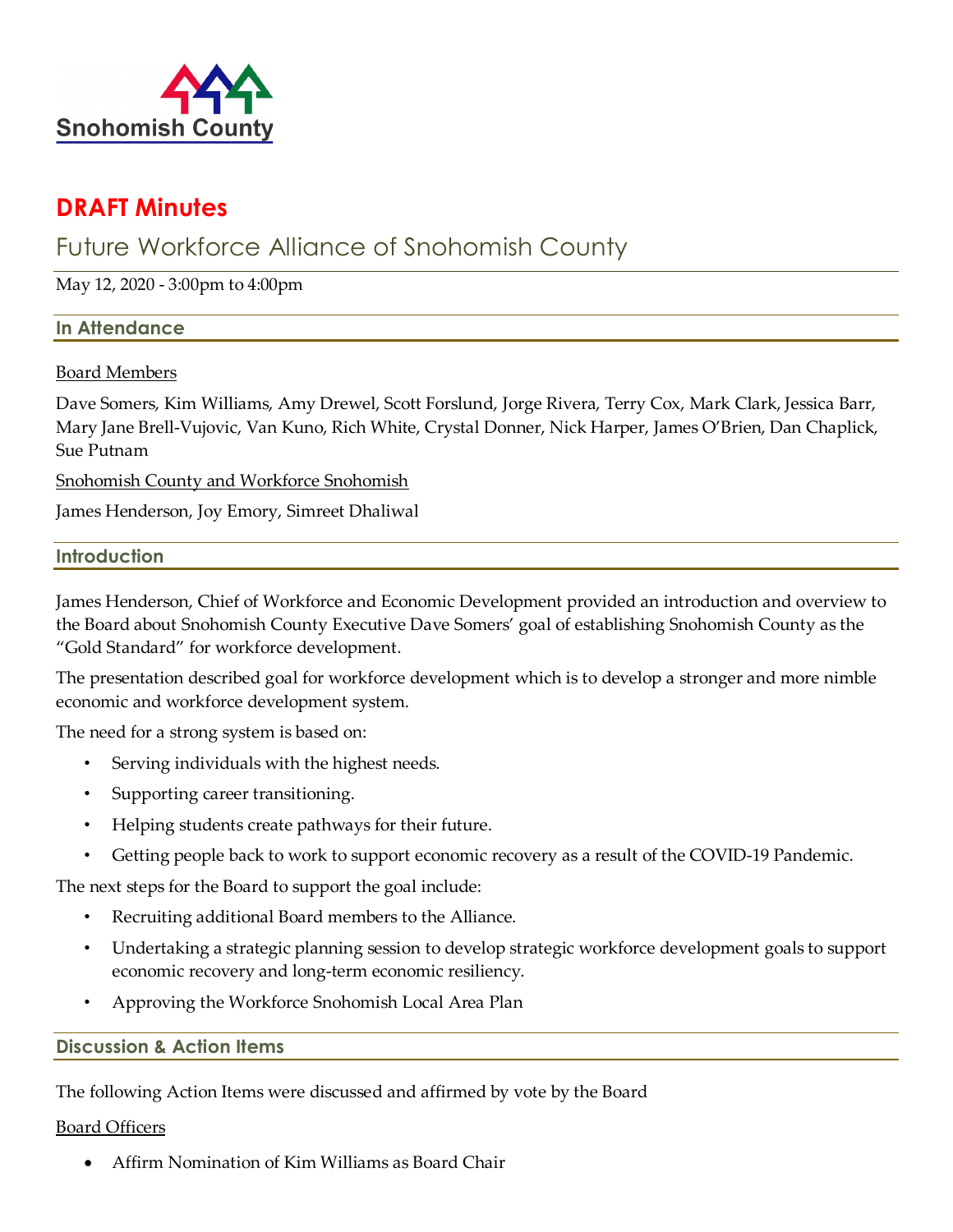Snohomish County

# DRAFT Minutes

## Future Workforce Alliance of Snohomish County

May 12, 2020 - 3:00pm to 4:00pm

### In Attendance

Board Members

Dave Somers, Kim Williams, Amy Drewel, Scott Forslund, Jorge Rivera, Terry Cox, Mark Clark, Jessica Barr, Mary Jane Brell-Vujovic, Van Kuno, Rich White, Crystal Donner, Nick Harper, James O'Brien, Dan Chaplick, Sue Putnam

Snohomish County and Workforce Snohomish

James Henderson, Joy Emory, Simreet Dhaliwal

### Introduction

James Henderson, Chief of Workforce and Economic Development provided an introduction and overview to the Board about Snohomish County Executive Dave Somers' goal of establishing Snohomish County as the "Gold Standard" for workforce development.

The presentation described goal for workforce development which is to develop a stronger and more nimble economic and workforce development system.

The need for a strong system is based on:

- Serving individuals with the highest needs.
- Supporting career transitioning.
- Helping students create pathways for their future.
- Getting people back to work to support economic recovery as a result of the COVID-19 Pandemic.

The next steps for the Board to support the goal include:

- Recruiting additional Board members to the Alliance.
- Undertaking a strategic planning session to develop strategic workforce development goals to support economic recovery and long-term economic resiliency.
- Approving the Workforce Snohomish Local Area Plan

### Discussion & Action Items

The following Action Items were discussed and affirmed by vote by the Board

Board Officers

- Affirm Nomination of Kim Williams as Board Chair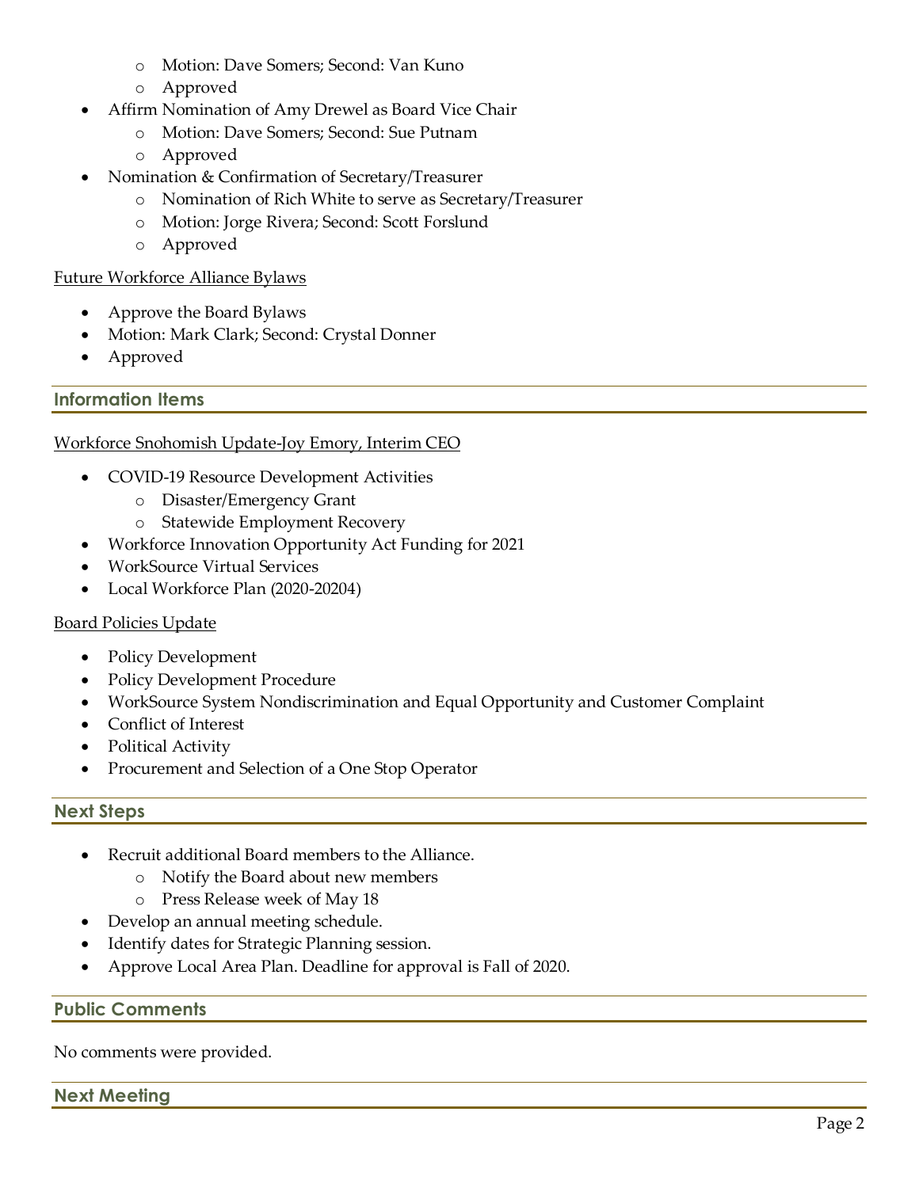- Motion: Dave Somers; Second: Van Kuno
    - Approved
- Affirm Nomination of Amy Drewel as Board Vice Chair
    - Motion: Dave Somers; Second: Sue Putnam
    - Approved
- Nomination & Confirmation of Secretary/Treasurer
    - Nomination of Rich White to serve as Secretary/Treasurer
    - Motion: Jorge Rivera; Second: Scott Forslund
    - Approved

<u>Future Workforce Alliance Bylaws</u>

- Approve the Board Bylaws
- Motion: Mark Clark; Second: Crystal Donner
- Approved

## Information Items

<u>Workforce Snohomish Update-Joy Emory, Interim CEO</u>

- COVID-19 Resource Development Activities
    - Disaster/Emergency Grant
    - Statewide Employment Recovery
- Workforce Innovation Opportunity Act Funding for 2021
- WorkSource Virtual Services
- Local Workforce Plan (2020-20204)

<u>Board Policies Update</u>

- Policy Development
- Policy Development Procedure
- WorkSource System Nondiscrimination and Equal Opportunity and Customer Complaint
- Conflict of Interest
- Political Activity
- Procurement and Selection of a One Stop Operator

## Next Steps

- Recruit additional Board members to the Alliance.
    - Notify the Board about new members
    - Press Release week of May 18
- Develop an annual meeting schedule.
- Identify dates for Strategic Planning session.
- Approve Local Area Plan. Deadline for approval is Fall of 2020.

## Public Comments

No comments were provided.

## Next Meeting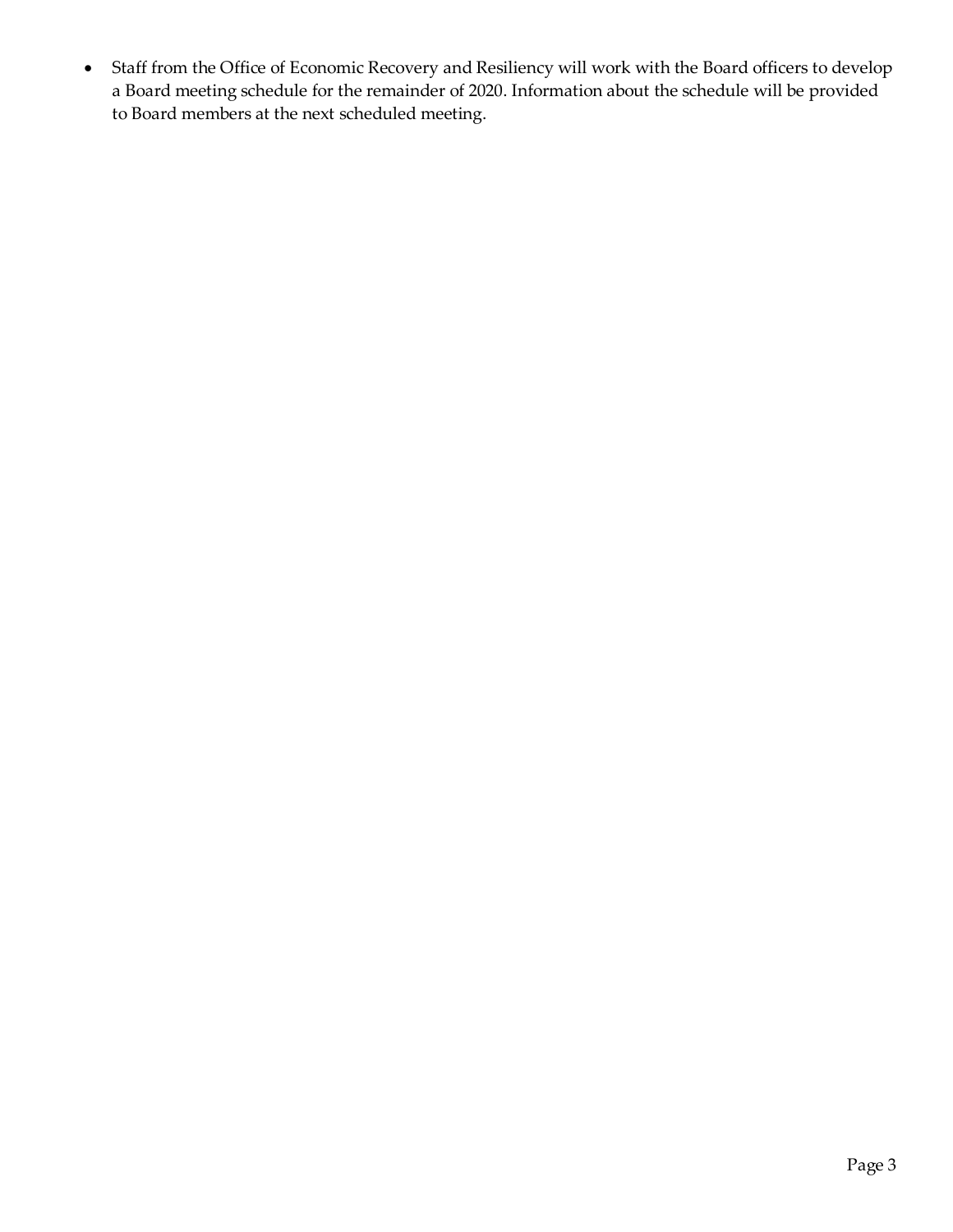- Staff from the Office of Economic Recovery and Resiliency will work with the Board officers to develop a Board meeting schedule for the remainder of 2020. Information about the schedule will be provided to Board members at the next scheduled meeting.